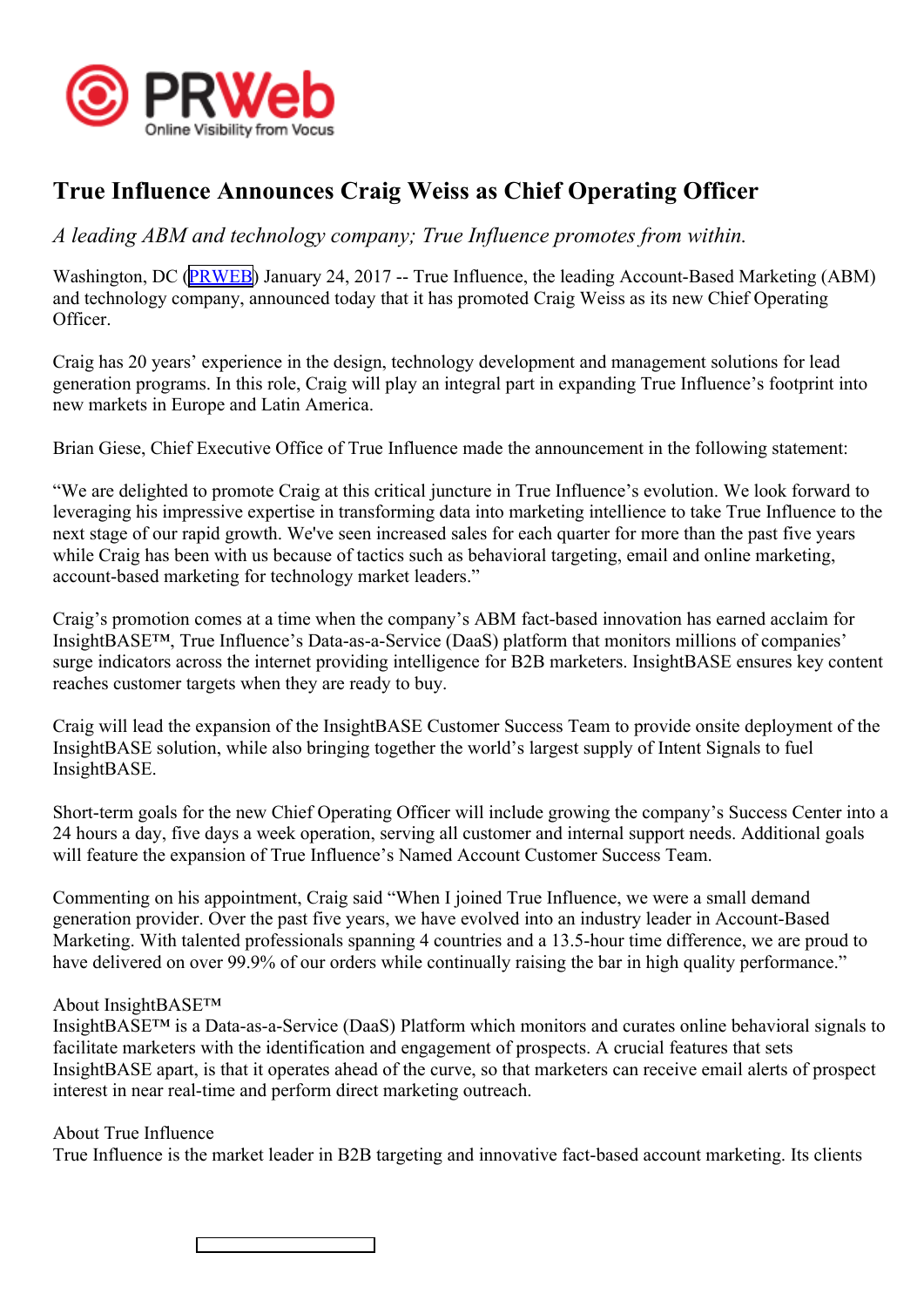# True Influence Announces Craig Weiss as Chief Operating Officer

*A leading ABM and technology company; True Influence promotes from within.*

Washington, DC (PRWEB) January 24, 2017 -- True Influence, the leading Account-Based Marketing (ABM) and technology company, announced today that it has promoted Craig Weiss as its new Chief Operating Officer.

Craig has 20 years' experience in the design, technology development and management solutions for lead generation programs. In this role, Craig will play an integral part in expanding True Influence's footprint into new markets in Europe and Latin America.

Brian Giese, Chief Executive Office of True Influence made the announcement in the following statement:

"We are delighted to promote Craig at this critical juncture in True Influence's evolution. We look forward to leveraging his impressive expertise in transforming data into marketing intellience to take True Influence to the next stage of our rapid growth. We've seen increased sales for each quarter for more than the past five years while Craig has been with us because of tactics such as behavioral targeting, email and online marketing, account-based marketing for technology market leaders."

Craig's promotion comes at a time when the company's ABM fact-based innovation has earned acclaim for InsightBASE™, True Influence's Data-as-a-Service (DaaS) platform that monitors millions of companies' surge indicators across the internet providing intelligence for B2B marketers. InsightBASE ensures key content reaches customer targets when they are ready to buy.

Craig will lead the expansion of the InsightBASE Customer Success Team to provide onsite deployment of the InsightBASE solution, while also bringing together the world's largest supply of Intent Signals to fuel InsightBASE.

Short-term goals for the new Chief Operating Officer will include growing the company's Success Center into a 24 hours a day, five days a week operation, serving all customer and internal support needs. Additional goals will feature the expansion of True Influence's Named Account Customer Success Team.

Commenting on his appointment, Craig said "When I joined True Influence, we were a small demand generation provider. Over the past five years, we have evolved into an industry leader in Account-Based Marketing. With talented professionals spanning 4 countries and a 13.5-hour time difference, we are proud to have delivered on over 99.9% of our orders while continually raising the bar in high quality performance."

About InsightBASE™
InsightBASE™ is a Data-as-a-Service (DaaS) Platform which monitors and curates online behavioral signals to facilitate marketers with the identification and engagement of prospects. A crucial features that sets InsightBASE apart, is that it operates ahead of the curve, so that marketers can receive email alerts of prospect interest in near real-time and perform direct marketing outreach.

About True Influence
True Influence is the market leader in B2B targeting and innovative fact-based account marketing. Its clients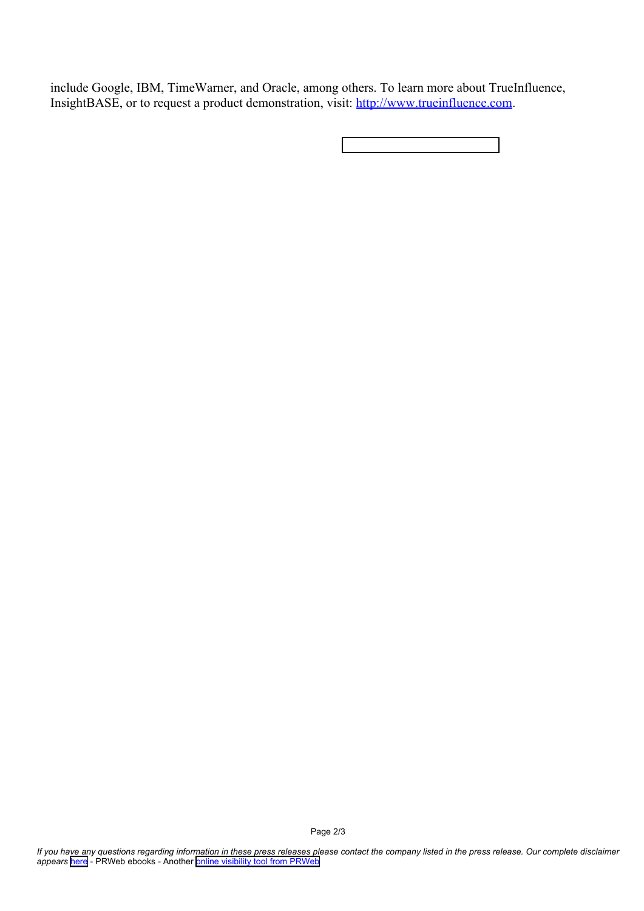include Google, IBM, TimeWarner, and Oracle, among others. To learn more about TrueInfluence, InsightBASE, or to request a product demonstration, visit: [http://www.trueinfluence.com](http://www.trueinfluence.com).

*If you have any questions regarding information in these press releases please contact the company listed in the press release. Our complete disclaimer appears* here - PRWeb ebooks - Another online visibility tool from PRWeb